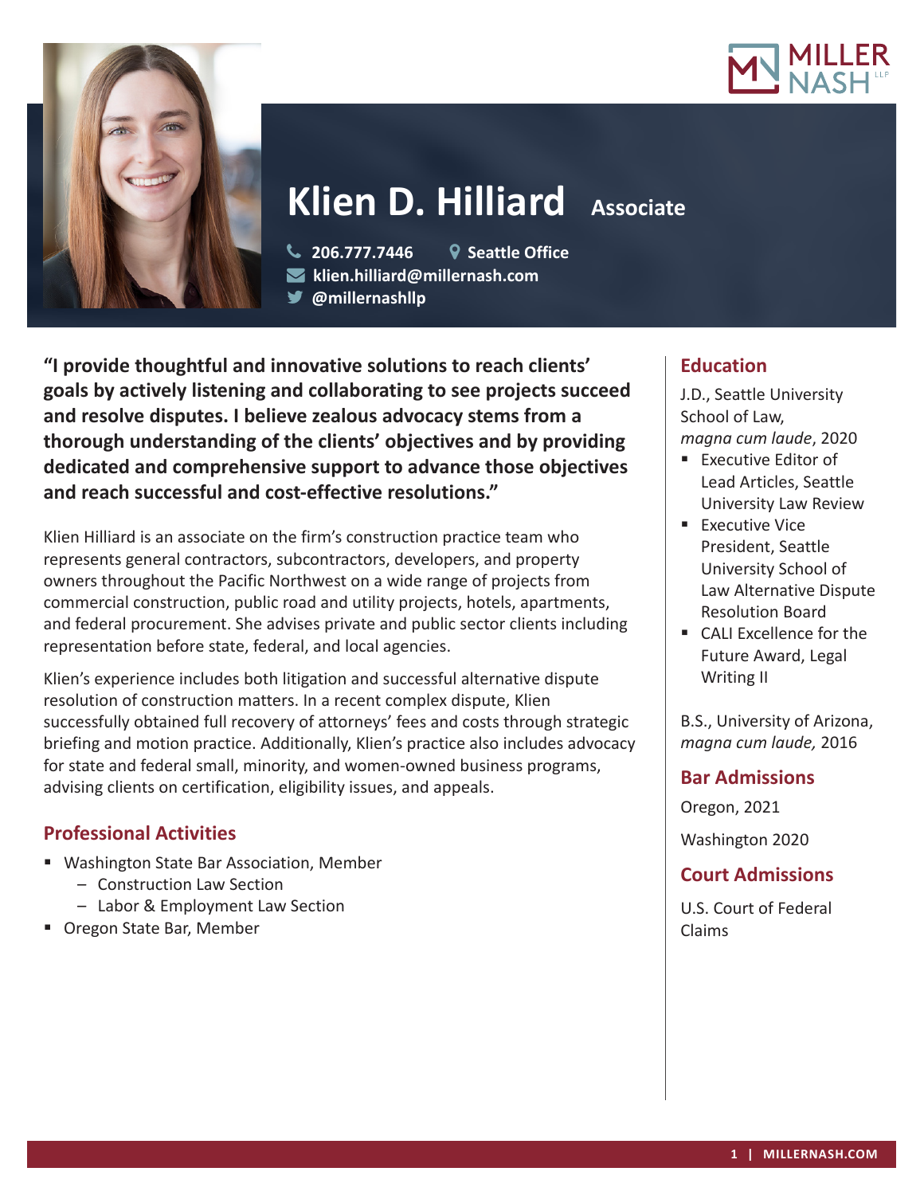# Klien D. Hilliard

**Associate**

206.777.7446 | Seattle Office
klien.hilliard@millernash.com
@millernashllp

**"I provide thoughtful and innovative solutions to reach clients' goals by actively listening and collaborating to see projects succeed and resolve disputes. I believe zealous advocacy stems from a thorough understanding of the clients' objectives and by providing dedicated and comprehensive support to advance those objectives and reach successful and cost-effective resolutions."**

Klien Hilliard is an associate on the firm's construction practice team who represents general contractors, subcontractors, developers, and property owners throughout the Pacific Northwest on a wide range of projects from commercial construction, public road and utility projects, hotels, apartments, and federal procurement. She advises private and public sector clients including representation before state, federal, and local agencies.

Klien's experience includes both litigation and successful alternative dispute resolution of construction matters. In a recent complex dispute, Klien successfully obtained full recovery of attorneys' fees and costs through strategic briefing and motion practice. Additionally, Klien's practice also includes advocacy for state and federal small, minority, and women-owned business programs, advising clients on certification, eligibility issues, and appeals.

## Professional Activities

- Washington State Bar Association, Member
  - Construction Law Section
  - Labor & Employment Law Section
- Oregon State Bar, Member

## Education

J.D., Seattle University School of Law, *magna cum laude*, 2020

- Executive Editor of Lead Articles, Seattle University Law Review
- Executive Vice President, Seattle University School of Law Alternative Dispute Resolution Board
- CALI Excellence for the Future Award, Legal Writing II

B.S., University of Arizona, *magna cum laude,* 2016

## Bar Admissions

Oregon, 2021

Washington 2020

## Court Admissions

U.S. Court of Federal Claims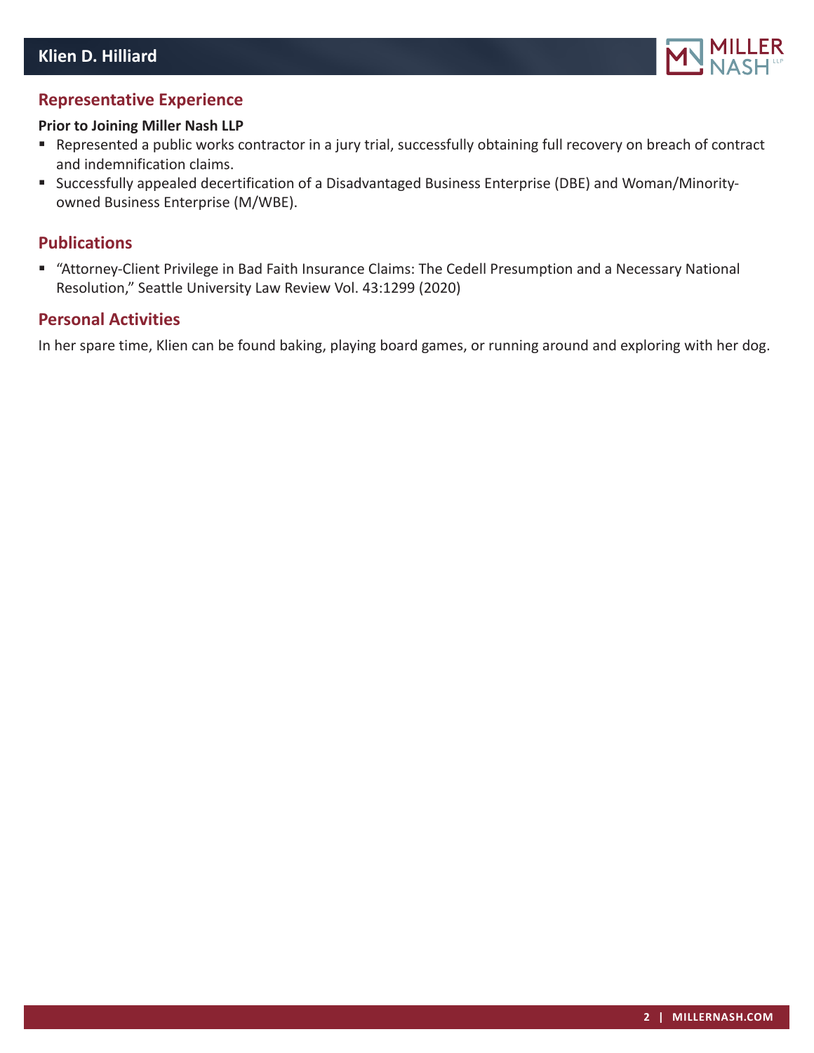## Representative Experience

**Prior to Joining Miller Nash LLP**

- Represented a public works contractor in a jury trial, successfully obtaining full recovery on breach of contract and indemnification claims.
- Successfully appealed decertification of a Disadvantaged Business Enterprise (DBE) and Woman/Minority-owned Business Enterprise (M/WBE).

## Publications

- "Attorney-Client Privilege in Bad Faith Insurance Claims: The Cedell Presumption and a Necessary National Resolution," Seattle University Law Review Vol. 43:1299 (2020)

## Personal Activities

In her spare time, Klien can be found baking, playing board games, or running around and exploring with her dog.